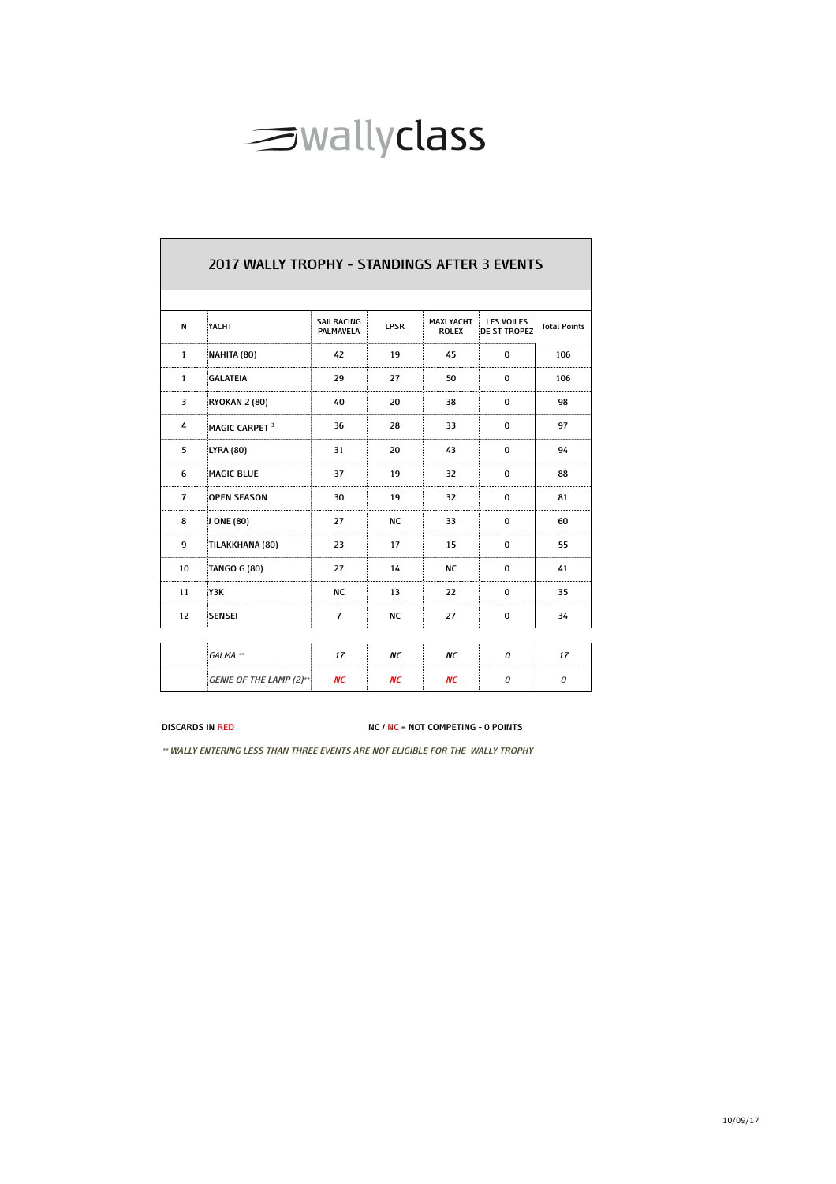wallyclass

# 2017 WALLY TROPHY - STANDINGS AFTER 3 EVENTS

| N | YACHT | SAILRACING PALMAVELA | LPSR | MAXI YACHT ROLEX | LES VOILES DE ST TROPEZ | Total Points |
|---|---|---|---|---|---|---|
| 1 | NAHITA (80) | 42 | 19 | 45 | 0 | 106 |
| 1 | GALATEIA | 29 | 27 | 50 | 0 | 106 |
| 3 | RYOKAN 2 (80) | 40 | 20 | 38 | 0 | 98 |
| 4 | MAGIC CARPET [3] | 36 | 28 | 33 | 0 | 97 |
| 5 | LYRA (80) | 31 | 20 | 43 | 0 | 94 |
| 6 | MAGIC BLUE | 37 | 19 | 32 | 0 | 88 |
| 7 | OPEN SEASON | 30 | 19 | 32 | 0 | 81 |
| 8 | J ONE (80) | 27 | NC | 33 | 0 | 60 |
| 9 | TILAKKHANA (80) | 23 | 17 | 15 | 0 | 55 |
| 10 | TANGO G (80) | 27 | 14 | NC | 0 | 41 |
| 11 | Y3K | NC | 13 | 22 | 0 | 35 |
| 12 | SENSEI | 7 | NC | 27 | 0 | 34 |
| | *GALMA ** * | *17* | *NC* | *NC* | *0* | *17* |
| | *GENIE OF THE LAMP (2)** * | *NC* | *NC* | *NC* | *0* | *0* |

DISCARDS IN RED

NC / NC = NOT COMPETING - 0 POINTS

*** WALLY ENTERING LESS THAN THREE EVENTS ARE NOT ELIGIBLE FOR THE WALLY TROPHY*

10/09/17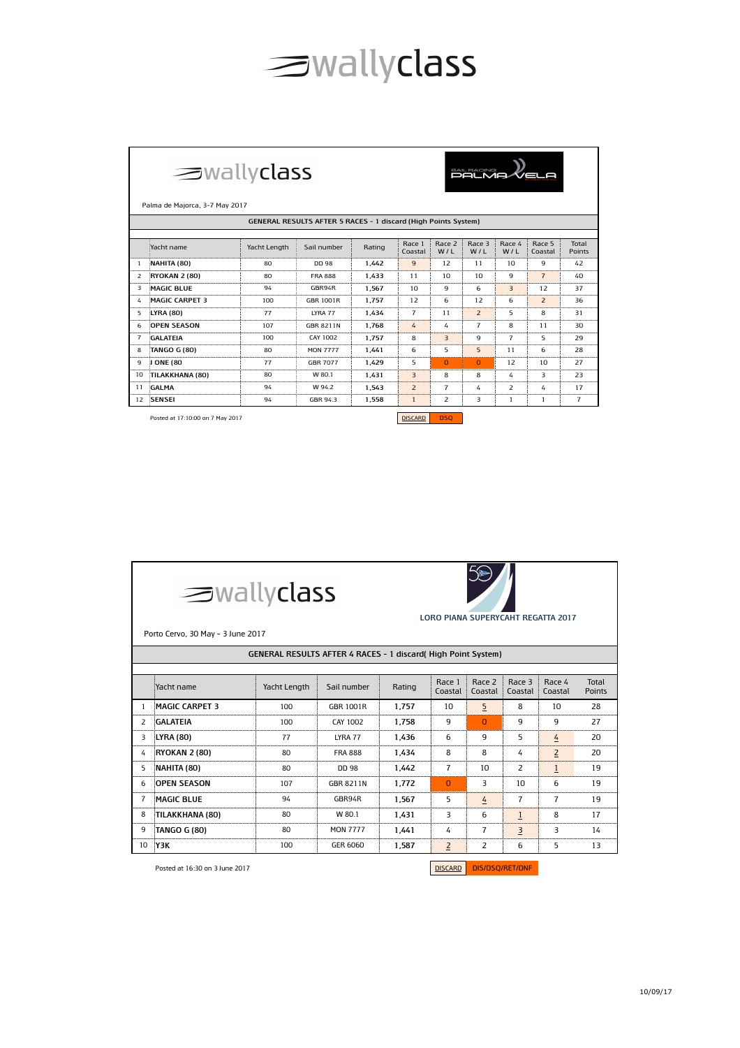# wallyclass

## wallyclass

Palma de Majorca, 3-7 May 2017

**GENERAL RESULTS AFTER 5 RACES - 1 discard (High Points System)**

| | Yacht name | Yacht Length | Sail number | Rating | Race 1 Coastal | Race 2 W / L | Race 3 W / L | Race 4 W / L | Race 5 Coastal | Total Points |
|---|---|---|---|---|---|---|---|---|---|---|
| 1 | NAHITA (80) | 80 | DD 98 | 1,442 | 9 | 12 | 11 | 10 | 9 | 42 |
| 2 | RYOKAN 2 (80) | 80 | FRA 888 | 1,433 | 11 | 10 | 10 | 9 | 7 | 40 |
| 3 | MAGIC BLUE | 94 | GBR94R | 1,567 | 10 | 9 | 6 | 3 | 12 | 37 |
| 4 | MAGIC CARPET 3 | 100 | GBR 1001R | 1,757 | 12 | 6 | 12 | 6 | 2 | 36 |
| 5 | LYRA (80) | 77 | LYRA 77 | 1,434 | 7 | 11 | 2 | 5 | 8 | 31 |
| 6 | OPEN SEASON | 107 | GBR 8211N | 1,768 | 4 | 4 | 7 | 8 | 11 | 30 |
| 7 | GALATEIA | 100 | CAY 1002 | 1,757 | 8 | 3 | 9 | 7 | 5 | 29 |
| 8 | TANGO G (80) | 80 | MON 7777 | 1,441 | 6 | 5 | 5 | 11 | 6 | 28 |
| 9 | J ONE (80 | 77 | GBR 7077 | 1,429 | 5 | 0 | 0 | 12 | 10 | 27 |
| 10 | TILAKKHANA (80) | 80 | W 80.1 | 1,431 | 3 | 8 | 8 | 4 | 3 | 23 |
| 11 | GALMA | 94 | W 94.2 | 1,543 | 2 | 7 | 4 | 2 | 4 | 17 |
| 12 | SENSEI | 94 | GBR 94.3 | 1,558 | 1 | 2 | 3 | 1 | 1 | 7 |

Posted at 17:10:00 on 7 May 2017

DISCARD | DSQ

## wallyclass

LORO PIANA SUPERYCAHT REGATTA 2017

Porto Cervo, 30 May - 3 June 2017

**GENERAL RESULTS AFTER 4 RACES - 1 discard( High Point System)**

| | Yacht name | Yacht Length | Sail number | Rating | Race 1 Coastal | Race 2 Coastal | Race 3 Coastal | Race 4 Coastal | Total Points |
|---|---|---|---|---|---|---|---|---|---|
| 1 | MAGIC CARPET 3 | 100 | GBR 1001R | 1,757 | 10 | 5 | 8 | 10 | 28 |
| 2 | GALATEIA | 100 | CAY 1002 | 1,758 | 9 | 0 | 9 | 9 | 27 |
| 3 | LYRA (80) | 77 | LYRA 77 | 1,436 | 6 | 9 | 5 | 4 | 20 |
| 4 | RYOKAN 2 (80) | 80 | FRA 888 | 1,434 | 8 | 8 | 4 | 2 | 20 |
| 5 | NAHITA (80) | 80 | DD 98 | 1,442 | 7 | 10 | 2 | 1 | 19 |
| 6 | OPEN SEASON | 107 | GBR 8211N | 1,772 | 0 | 3 | 10 | 6 | 19 |
| 7 | MAGIC BLUE | 94 | GBR94R | 1,567 | 5 | 4 | 7 | 7 | 19 |
| 8 | TILAKKHANA (80) | 80 | W 80.1 | 1,431 | 3 | 6 | 1 | 8 | 17 |
| 9 | TANGO G (80) | 80 | MON 7777 | 1,441 | 4 | 7 | 3 | 3 | 14 |
| 10 | Y3K | 100 | GER 6060 | 1,587 | 2 | 2 | 6 | 5 | 13 |

Posted at 16:30 on 3 June 2017

DISCARD | DIS/DSQ/RET/DNF

10/09/17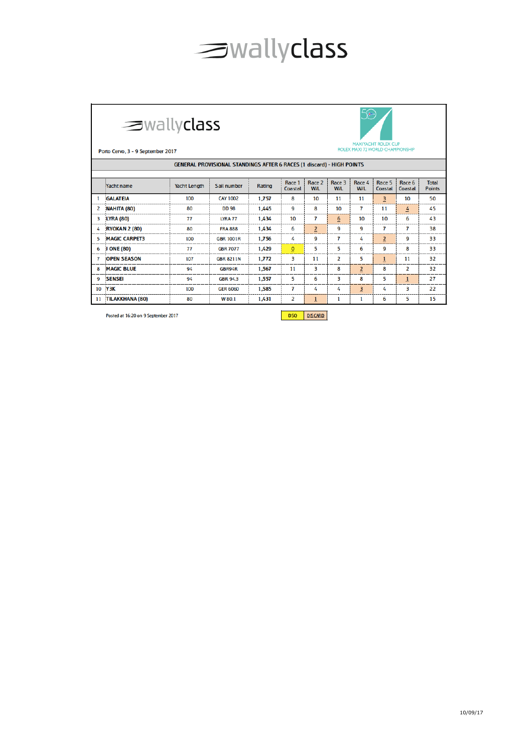# wallyclass

wallyclass

Porto Cervo, 3 - 9 September 2017

MAXI YACHT ROLEX CUP
ROLEX MAXI 72 WORLD CHAMPIONSHIP

## GENERAL PROVISIONAL STANDINGS AFTER 6 RACES (1 discard) - HIGH POINTS

| | Yacht name | Yacht Length | Sail number | Rating | Race 1 Coastal | Race 2 W/L | Race 3 W/L | Race 4 W/L | Race 5 Coastal | Race 6 Coastal | Total Points |
|---|---|---|---|---|---|---|---|---|---|---|---|
| 1 | **GALATEIA** | 100 | CAY 1002 | 1,757 | 8 | 10 | 11 | 11 | 3 | 10 | 50 |
| 2 | **NAHITA (80)** | 80 | DD 98 | 1,445 | 9 | 8 | 10 | 7 | 11 | 4 | 45 |
| 3 | **LYRA (80)** | 77 | LYRA 77 | 1,434 | 10 | 7 | 6 | 10 | 10 | 6 | 43 |
| 4 | **RYOKAN 2 (80)** | 80 | FRA 888 | 1,434 | 6 | 2 | 9 | 9 | 7 | 7 | 38 |
| 5 | **MAGIC CARPET3** | 100 | GBR 1001R | 1,756 | 4 | 9 | 7 | 4 | 2 | 9 | 33 |
| 6 | **J ONE (80)** | 77 | GBR 7077 | 1,429 | 0 | 5 | 5 | 6 | 9 | 8 | 33 |
| 7 | **OPEN SEASON** | 107 | GBR 8211N | 1,772 | 3 | 11 | 2 | 5 | 1 | 11 | 32 |
| 8 | **MAGIC BLUE** | 94 | GBR94R | 1,567 | 11 | 3 | 8 | 2 | 8 | 2 | 32 |
| 9 | **SENSEI** | 94 | GBR 94.3 | 1,557 | 5 | 6 | 3 | 8 | 5 | 1 | 27 |
| 10 | **Y3K** | 100 | GER 6060 | 1,585 | 7 | 4 | 4 | 3 | 4 | 3 | 22 |
| 11 | **TILAKKHANA (80)** | 80 | W 80.1 | 1,431 | 2 | 1 | 1 | 1 | 6 | 5 | 15 |

Posted at 16:20 on 9 September 2017

DSQ DISCARD